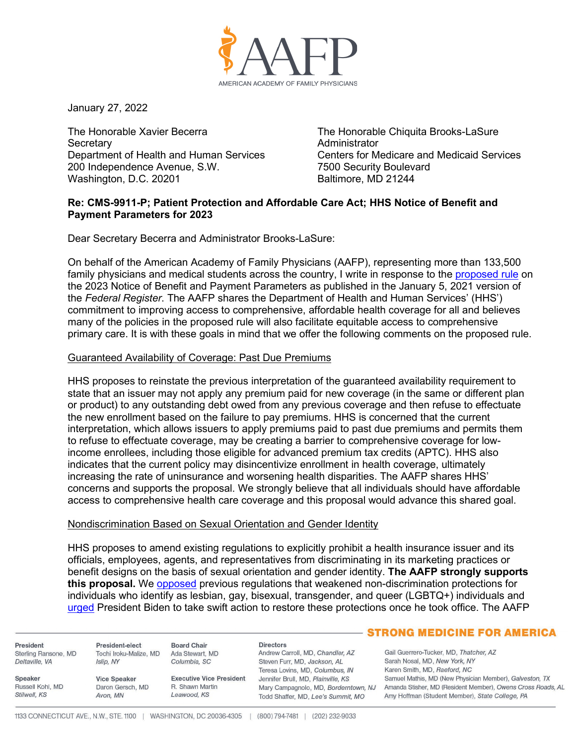January 27, 2022

The Honorable Xavier Becerra
Secretary
Department of Health and Human Services
200 Independence Avenue, S.W.
Washington, D.C. 20201

The Honorable Chiquita Brooks-LaSure
Administrator
Centers for Medicare and Medicaid Services
7500 Security Boulevard
Baltimore, MD 21244

**Re: CMS-9911-P; Patient Protection and Affordable Care Act; HHS Notice of Benefit and Payment Parameters for 2023**

Dear Secretary Becerra and Administrator Brooks-LaSure:

On behalf of the American Academy of Family Physicians (AAFP), representing more than 133,500 family physicians and medical students across the country, I write in response to the proposed rule on the 2023 Notice of Benefit and Payment Parameters as published in the January 5, 2021 version of the *Federal Register*. The AAFP shares the Department of Health and Human Services' (HHS') commitment to improving access to comprehensive, affordable health coverage for all and believes many of the policies in the proposed rule will also facilitate equitable access to comprehensive primary care. It is with these goals in mind that we offer the following comments on the proposed rule.

Guaranteed Availability of Coverage: Past Due Premiums

HHS proposes to reinstate the previous interpretation of the guaranteed availability requirement to state that an issuer may not apply any premium paid for new coverage (in the same or different plan or product) to any outstanding debt owed from any previous coverage and then refuse to effectuate the new enrollment based on the failure to pay premiums. HHS is concerned that the current interpretation, which allows issuers to apply premiums paid to past due premiums and permits them to refuse to effectuate coverage, may be creating a barrier to comprehensive coverage for low-income enrollees, including those eligible for advanced premium tax credits (APTC). HHS also indicates that the current policy may disincentivize enrollment in health coverage, ultimately increasing the rate of uninsurance and worsening health disparities. The AAFP shares HHS' concerns and supports the proposal. We strongly believe that all individuals should have affordable access to comprehensive health care coverage and this proposal would advance this shared goal.

Nondiscrimination Based on Sexual Orientation and Gender Identity

HHS proposes to amend existing regulations to explicitly prohibit a health insurance issuer and its officials, employees, agents, and representatives from discriminating in its marketing practices or benefit designs on the basis of sexual orientation and gender identity. **The AAFP strongly supports this proposal.** We opposed previous regulations that weakened non-discrimination protections for individuals who identify as lesbian, gay, bisexual, transgender, and queer (LGBTQ+) individuals and urged President Biden to take swift action to restore these protections once he took office. The AAFP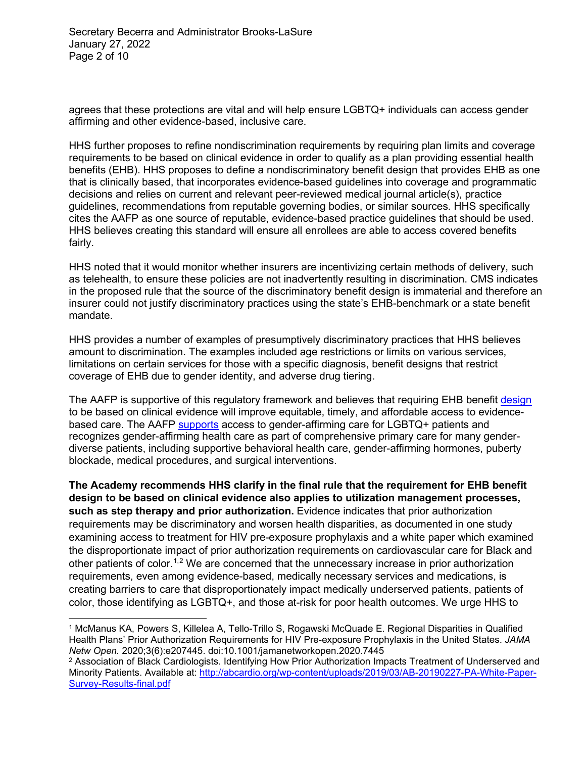agrees that these protections are vital and will help ensure LGBTQ+ individuals can access gender affirming and other evidence-based, inclusive care.

HHS further proposes to refine nondiscrimination requirements by requiring plan limits and coverage requirements to be based on clinical evidence in order to qualify as a plan providing essential health benefits (EHB). HHS proposes to define a nondiscriminatory benefit design that provides EHB as one that is clinically based, that incorporates evidence-based guidelines into coverage and programmatic decisions and relies on current and relevant peer-reviewed medical journal article(s), practice guidelines, recommendations from reputable governing bodies, or similar sources. HHS specifically cites the AAFP as one source of reputable, evidence-based practice guidelines that should be used. HHS believes creating this standard will ensure all enrollees are able to access covered benefits fairly.

HHS noted that it would monitor whether insurers are incentivizing certain methods of delivery, such as telehealth, to ensure these policies are not inadvertently resulting in discrimination. CMS indicates in the proposed rule that the source of the discriminatory benefit design is immaterial and therefore an insurer could not justify discriminatory practices using the state's EHB-benchmark or a state benefit mandate.

HHS provides a number of examples of presumptively discriminatory practices that HHS believes amount to discrimination. The examples included age restrictions or limits on various services, limitations on certain services for those with a specific diagnosis, benefit designs that restrict coverage of EHB due to gender identity, and adverse drug tiering.

The AAFP is supportive of this regulatory framework and believes that requiring EHB benefit design to be based on clinical evidence will improve equitable, timely, and affordable access to evidence-based care. The AAFP supports access to gender-affirming care for LGBTQ+ patients and recognizes gender-affirming health care as part of comprehensive primary care for many gender-diverse patients, including supportive behavioral health care, gender-affirming hormones, puberty blockade, medical procedures, and surgical interventions.

**The Academy recommends HHS clarify in the final rule that the requirement for EHB benefit design to be based on clinical evidence also applies to utilization management processes, such as step therapy and prior authorization.** Evidence indicates that prior authorization requirements may be discriminatory and worsen health disparities, as documented in one study examining access to treatment for HIV pre-exposure prophylaxis and a white paper which examined the disproportionate impact of prior authorization requirements on cardiovascular care for Black and other patients of color.[1,2] We are concerned that the unnecessary increase in prior authorization requirements, even among evidence-based, medically necessary services and medications, is creating barriers to care that disproportionately impact medically underserved patients, patients of color, those identifying as LGBTQ+, and those at-risk for poor health outcomes. We urge HHS to

---

[1] McManus KA, Powers S, Killelea A, Tello-Trillo S, Rogawski McQuade E. Regional Disparities in Qualified Health Plans' Prior Authorization Requirements for HIV Pre-exposure Prophylaxis in the United States. *JAMA Netw Open.* 2020;3(6):e207445. doi:10.1001/jamanetworkopen.2020.7445

[2] Association of Black Cardiologists. Identifying How Prior Authorization Impacts Treatment of Underserved and Minority Patients. Available at: http://abcardio.org/wp-content/uploads/2019/03/AB-20190227-PA-White-Paper-Survey-Results-final.pdf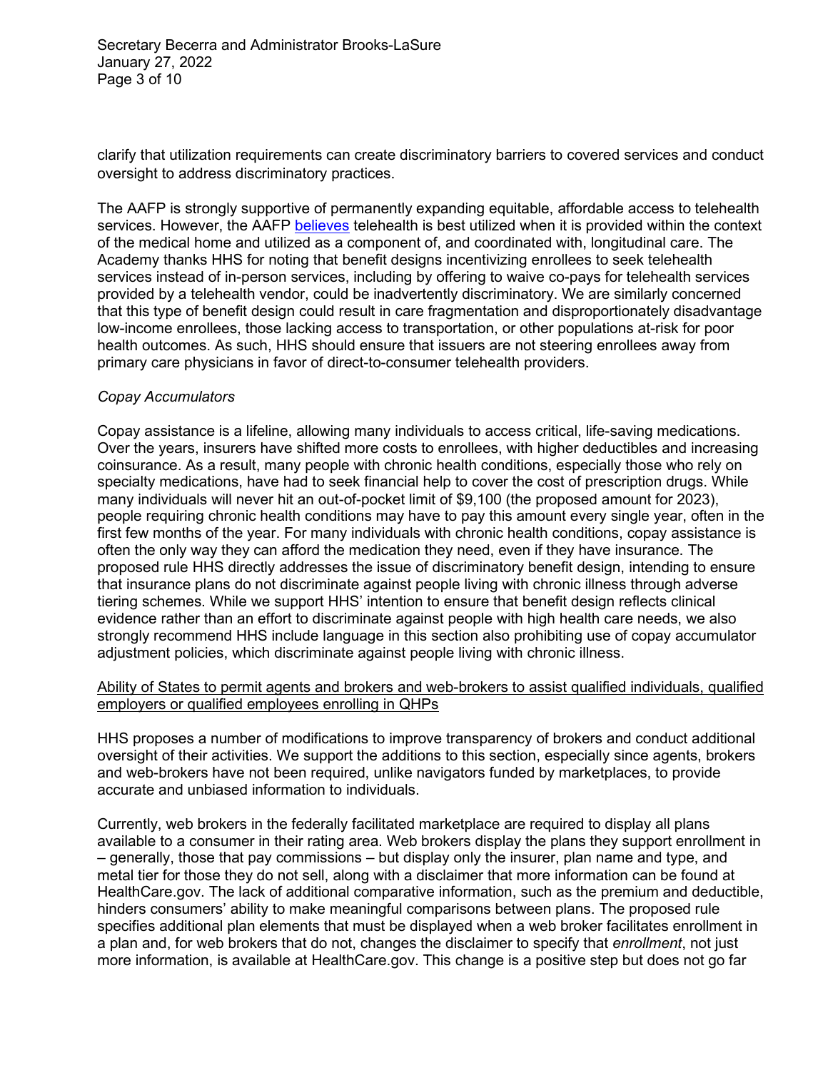clarify that utilization requirements can create discriminatory barriers to covered services and conduct oversight to address discriminatory practices.

The AAFP is strongly supportive of permanently expanding equitable, affordable access to telehealth services. However, the AAFP believes telehealth is best utilized when it is provided within the context of the medical home and utilized as a component of, and coordinated with, longitudinal care. The Academy thanks HHS for noting that benefit designs incentivizing enrollees to seek telehealth services instead of in-person services, including by offering to waive co-pays for telehealth services provided by a telehealth vendor, could be inadvertently discriminatory. We are similarly concerned that this type of benefit design could result in care fragmentation and disproportionately disadvantage low-income enrollees, those lacking access to transportation, or other populations at-risk for poor health outcomes. As such, HHS should ensure that issuers are not steering enrollees away from primary care physicians in favor of direct-to-consumer telehealth providers.

*Copay Accumulators*

Copay assistance is a lifeline, allowing many individuals to access critical, life-saving medications. Over the years, insurers have shifted more costs to enrollees, with higher deductibles and increasing coinsurance. As a result, many people with chronic health conditions, especially those who rely on specialty medications, have had to seek financial help to cover the cost of prescription drugs. While many individuals will never hit an out-of-pocket limit of $9,100 (the proposed amount for 2023), people requiring chronic health conditions may have to pay this amount every single year, often in the first few months of the year. For many individuals with chronic health conditions, copay assistance is often the only way they can afford the medication they need, even if they have insurance. The proposed rule HHS directly addresses the issue of discriminatory benefit design, intending to ensure that insurance plans do not discriminate against people living with chronic illness through adverse tiering schemes. While we support HHS' intention to ensure that benefit design reflects clinical evidence rather than an effort to discriminate against people with high health care needs, we also strongly recommend HHS include language in this section also prohibiting use of copay accumulator adjustment policies, which discriminate against people living with chronic illness.

<u>Ability of States to permit agents and brokers and web-brokers to assist qualified individuals, qualified employers or qualified employees enrolling in QHPs</u>

HHS proposes a number of modifications to improve transparency of brokers and conduct additional oversight of their activities. We support the additions to this section, especially since agents, brokers and web-brokers have not been required, unlike navigators funded by marketplaces, to provide accurate and unbiased information to individuals.

Currently, web brokers in the federally facilitated marketplace are required to display all plans available to a consumer in their rating area. Web brokers display the plans they support enrollment in – generally, those that pay commissions – but display only the insurer, plan name and type, and metal tier for those they do not sell, along with a disclaimer that more information can be found at HealthCare.gov. The lack of additional comparative information, such as the premium and deductible, hinders consumers' ability to make meaningful comparisons between plans. The proposed rule specifies additional plan elements that must be displayed when a web broker facilitates enrollment in a plan and, for web brokers that do not, changes the disclaimer to specify that *enrollment*, not just more information, is available at HealthCare.gov. This change is a positive step but does not go far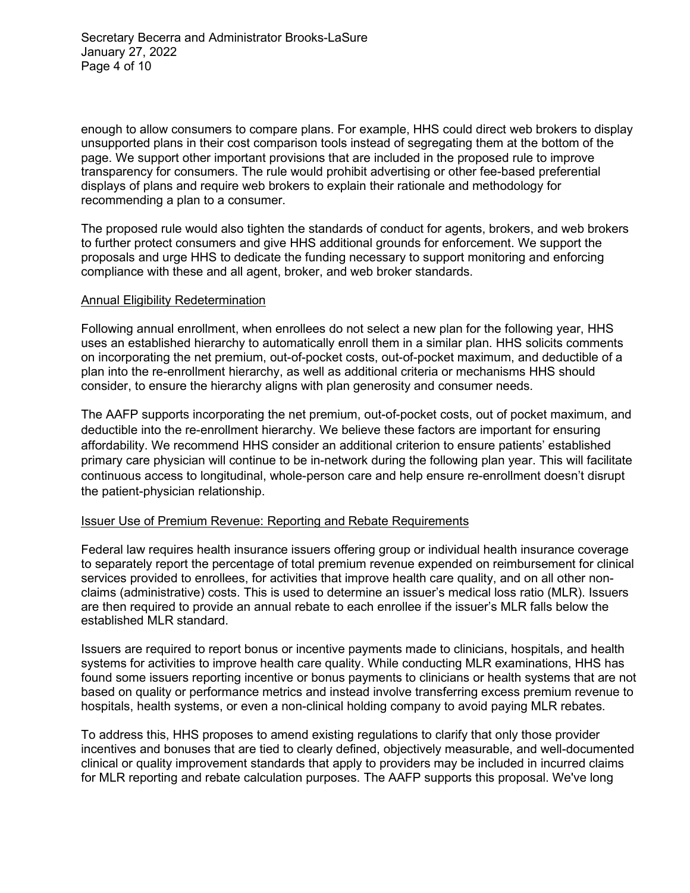enough to allow consumers to compare plans. For example, HHS could direct web brokers to display unsupported plans in their cost comparison tools instead of segregating them at the bottom of the page. We support other important provisions that are included in the proposed rule to improve transparency for consumers. The rule would prohibit advertising or other fee-based preferential displays of plans and require web brokers to explain their rationale and methodology for recommending a plan to a consumer.

The proposed rule would also tighten the standards of conduct for agents, brokers, and web brokers to further protect consumers and give HHS additional grounds for enforcement. We support the proposals and urge HHS to dedicate the funding necessary to support monitoring and enforcing compliance with these and all agent, broker, and web broker standards.

<u>Annual Eligibility Redetermination</u>

Following annual enrollment, when enrollees do not select a new plan for the following year, HHS uses an established hierarchy to automatically enroll them in a similar plan. HHS solicits comments on incorporating the net premium, out-of-pocket costs, out-of-pocket maximum, and deductible of a plan into the re-enrollment hierarchy, as well as additional criteria or mechanisms HHS should consider, to ensure the hierarchy aligns with plan generosity and consumer needs.

The AAFP supports incorporating the net premium, out-of-pocket costs, out of pocket maximum, and deductible into the re-enrollment hierarchy. We believe these factors are important for ensuring affordability. We recommend HHS consider an additional criterion to ensure patients' established primary care physician will continue to be in-network during the following plan year. This will facilitate continuous access to longitudinal, whole-person care and help ensure re-enrollment doesn't disrupt the patient-physician relationship.

<u>Issuer Use of Premium Revenue: Reporting and Rebate Requirements</u>

Federal law requires health insurance issuers offering group or individual health insurance coverage to separately report the percentage of total premium revenue expended on reimbursement for clinical services provided to enrollees, for activities that improve health care quality, and on all other non-claims (administrative) costs. This is used to determine an issuer's medical loss ratio (MLR). Issuers are then required to provide an annual rebate to each enrollee if the issuer's MLR falls below the established MLR standard.

Issuers are required to report bonus or incentive payments made to clinicians, hospitals, and health systems for activities to improve health care quality. While conducting MLR examinations, HHS has found some issuers reporting incentive or bonus payments to clinicians or health systems that are not based on quality or performance metrics and instead involve transferring excess premium revenue to hospitals, health systems, or even a non-clinical holding company to avoid paying MLR rebates.

To address this, HHS proposes to amend existing regulations to clarify that only those provider incentives and bonuses that are tied to clearly defined, objectively measurable, and well-documented clinical or quality improvement standards that apply to providers may be included in incurred claims for MLR reporting and rebate calculation purposes. The AAFP supports this proposal. We've long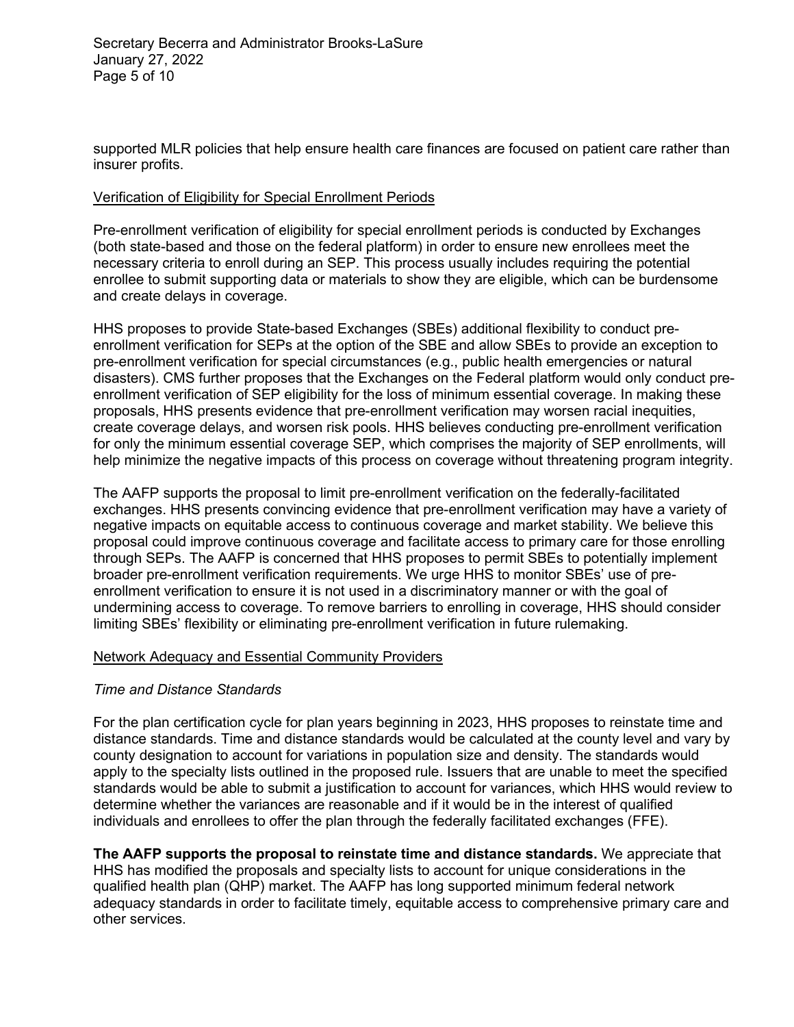supported MLR policies that help ensure health care finances are focused on patient care rather than insurer profits.

<u>Verification of Eligibility for Special Enrollment Periods</u>

Pre-enrollment verification of eligibility for special enrollment periods is conducted by Exchanges (both state-based and those on the federal platform) in order to ensure new enrollees meet the necessary criteria to enroll during an SEP. This process usually includes requiring the potential enrollee to submit supporting data or materials to show they are eligible, which can be burdensome and create delays in coverage.

HHS proposes to provide State-based Exchanges (SBEs) additional flexibility to conduct pre-enrollment verification for SEPs at the option of the SBE and allow SBEs to provide an exception to pre-enrollment verification for special circumstances (e.g., public health emergencies or natural disasters). CMS further proposes that the Exchanges on the Federal platform would only conduct pre-enrollment verification of SEP eligibility for the loss of minimum essential coverage. In making these proposals, HHS presents evidence that pre-enrollment verification may worsen racial inequities, create coverage delays, and worsen risk pools. HHS believes conducting pre-enrollment verification for only the minimum essential coverage SEP, which comprises the majority of SEP enrollments, will help minimize the negative impacts of this process on coverage without threatening program integrity.

The AAFP supports the proposal to limit pre-enrollment verification on the federally-facilitated exchanges. HHS presents convincing evidence that pre-enrollment verification may have a variety of negative impacts on equitable access to continuous coverage and market stability. We believe this proposal could improve continuous coverage and facilitate access to primary care for those enrolling through SEPs. The AAFP is concerned that HHS proposes to permit SBEs to potentially implement broader pre-enrollment verification requirements. We urge HHS to monitor SBEs' use of pre-enrollment verification to ensure it is not used in a discriminatory manner or with the goal of undermining access to coverage. To remove barriers to enrolling in coverage, HHS should consider limiting SBEs' flexibility or eliminating pre-enrollment verification in future rulemaking.

<u>Network Adequacy and Essential Community Providers</u>

*Time and Distance Standards*

For the plan certification cycle for plan years beginning in 2023, HHS proposes to reinstate time and distance standards. Time and distance standards would be calculated at the county level and vary by county designation to account for variations in population size and density. The standards would apply to the specialty lists outlined in the proposed rule. Issuers that are unable to meet the specified standards would be able to submit a justification to account for variances, which HHS would review to determine whether the variances are reasonable and if it would be in the interest of qualified individuals and enrollees to offer the plan through the federally facilitated exchanges (FFE).

**The AAFP supports the proposal to reinstate time and distance standards.** We appreciate that HHS has modified the proposals and specialty lists to account for unique considerations in the qualified health plan (QHP) market. The AAFP has long supported minimum federal network adequacy standards in order to facilitate timely, equitable access to comprehensive primary care and other services.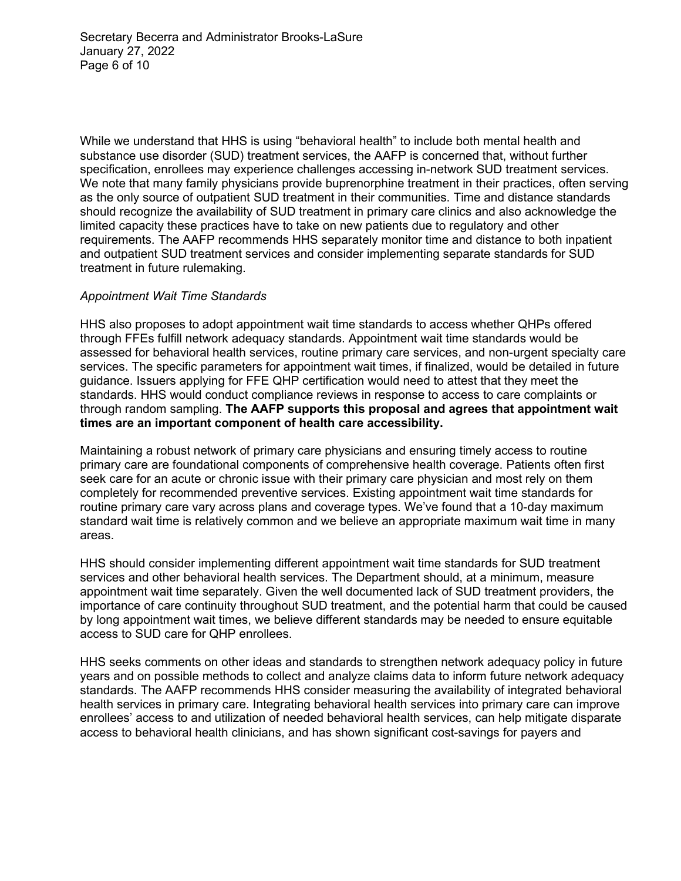While we understand that HHS is using "behavioral health" to include both mental health and substance use disorder (SUD) treatment services, the AAFP is concerned that, without further specification, enrollees may experience challenges accessing in-network SUD treatment services. We note that many family physicians provide buprenorphine treatment in their practices, often serving as the only source of outpatient SUD treatment in their communities. Time and distance standards should recognize the availability of SUD treatment in primary care clinics and also acknowledge the limited capacity these practices have to take on new patients due to regulatory and other requirements. The AAFP recommends HHS separately monitor time and distance to both inpatient and outpatient SUD treatment services and consider implementing separate standards for SUD treatment in future rulemaking.

*Appointment Wait Time Standards*

HHS also proposes to adopt appointment wait time standards to access whether QHPs offered through FFEs fulfill network adequacy standards. Appointment wait time standards would be assessed for behavioral health services, routine primary care services, and non-urgent specialty care services. The specific parameters for appointment wait times, if finalized, would be detailed in future guidance. Issuers applying for FFE QHP certification would need to attest that they meet the standards. HHS would conduct compliance reviews in response to access to care complaints or through random sampling. **The AAFP supports this proposal and agrees that appointment wait times are an important component of health care accessibility.**

Maintaining a robust network of primary care physicians and ensuring timely access to routine primary care are foundational components of comprehensive health coverage. Patients often first seek care for an acute or chronic issue with their primary care physician and most rely on them completely for recommended preventive services. Existing appointment wait time standards for routine primary care vary across plans and coverage types. We've found that a 10-day maximum standard wait time is relatively common and we believe an appropriate maximum wait time in many areas.

HHS should consider implementing different appointment wait time standards for SUD treatment services and other behavioral health services. The Department should, at a minimum, measure appointment wait time separately. Given the well documented lack of SUD treatment providers, the importance of care continuity throughout SUD treatment, and the potential harm that could be caused by long appointment wait times, we believe different standards may be needed to ensure equitable access to SUD care for QHP enrollees.

HHS seeks comments on other ideas and standards to strengthen network adequacy policy in future years and on possible methods to collect and analyze claims data to inform future network adequacy standards. The AAFP recommends HHS consider measuring the availability of integrated behavioral health services in primary care. Integrating behavioral health services into primary care can improve enrollees' access to and utilization of needed behavioral health services, can help mitigate disparate access to behavioral health clinicians, and has shown significant cost-savings for payers and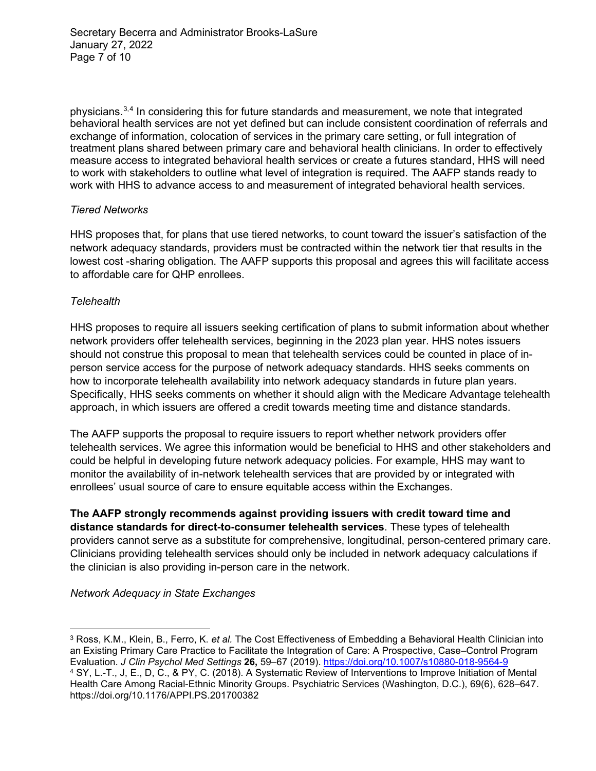physicians.[3,4] In considering this for future standards and measurement, we note that integrated behavioral health services are not yet defined but can include consistent coordination of referrals and exchange of information, colocation of services in the primary care setting, or full integration of treatment plans shared between primary care and behavioral health clinicians. In order to effectively measure access to integrated behavioral health services or create a futures standard, HHS will need to work with stakeholders to outline what level of integration is required. The AAFP stands ready to work with HHS to advance access to and measurement of integrated behavioral health services.

*Tiered Networks*

HHS proposes that, for plans that use tiered networks, to count toward the issuer's satisfaction of the network adequacy standards, providers must be contracted within the network tier that results in the lowest cost -sharing obligation. The AAFP supports this proposal and agrees this will facilitate access to affordable care for QHP enrollees.

*Telehealth*

HHS proposes to require all issuers seeking certification of plans to submit information about whether network providers offer telehealth services, beginning in the 2023 plan year. HHS notes issuers should not construe this proposal to mean that telehealth services could be counted in place of in-person service access for the purpose of network adequacy standards. HHS seeks comments on how to incorporate telehealth availability into network adequacy standards in future plan years. Specifically, HHS seeks comments on whether it should align with the Medicare Advantage telehealth approach, in which issuers are offered a credit towards meeting time and distance standards.

The AAFP supports the proposal to require issuers to report whether network providers offer telehealth services. We agree this information would be beneficial to HHS and other stakeholders and could be helpful in developing future network adequacy policies. For example, HHS may want to monitor the availability of in-network telehealth services that are provided by or integrated with enrollees' usual source of care to ensure equitable access within the Exchanges.

**The AAFP strongly recommends against providing issuers with credit toward time and distance standards for direct-to-consumer telehealth services**. These types of telehealth providers cannot serve as a substitute for comprehensive, longitudinal, person-centered primary care. Clinicians providing telehealth services should only be included in network adequacy calculations if the clinician is also providing in-person care in the network.

*Network Adequacy in State Exchanges*

---

[3] Ross, K.M., Klein, B., Ferro, K. *et al.* The Cost Effectiveness of Embedding a Behavioral Health Clinician into an Existing Primary Care Practice to Facilitate the Integration of Care: A Prospective, Case–Control Program Evaluation. *J Clin Psychol Med Settings* **26,** 59–67 (2019). https://doi.org/10.1007/s10880-018-9564-9

[4] SY, L.-T., J, E., D, C., & PY, C. (2018). A Systematic Review of Interventions to Improve Initiation of Mental Health Care Among Racial-Ethnic Minority Groups. Psychiatric Services (Washington, D.C.), 69(6), 628–647. https://doi.org/10.1176/APPI.PS.201700382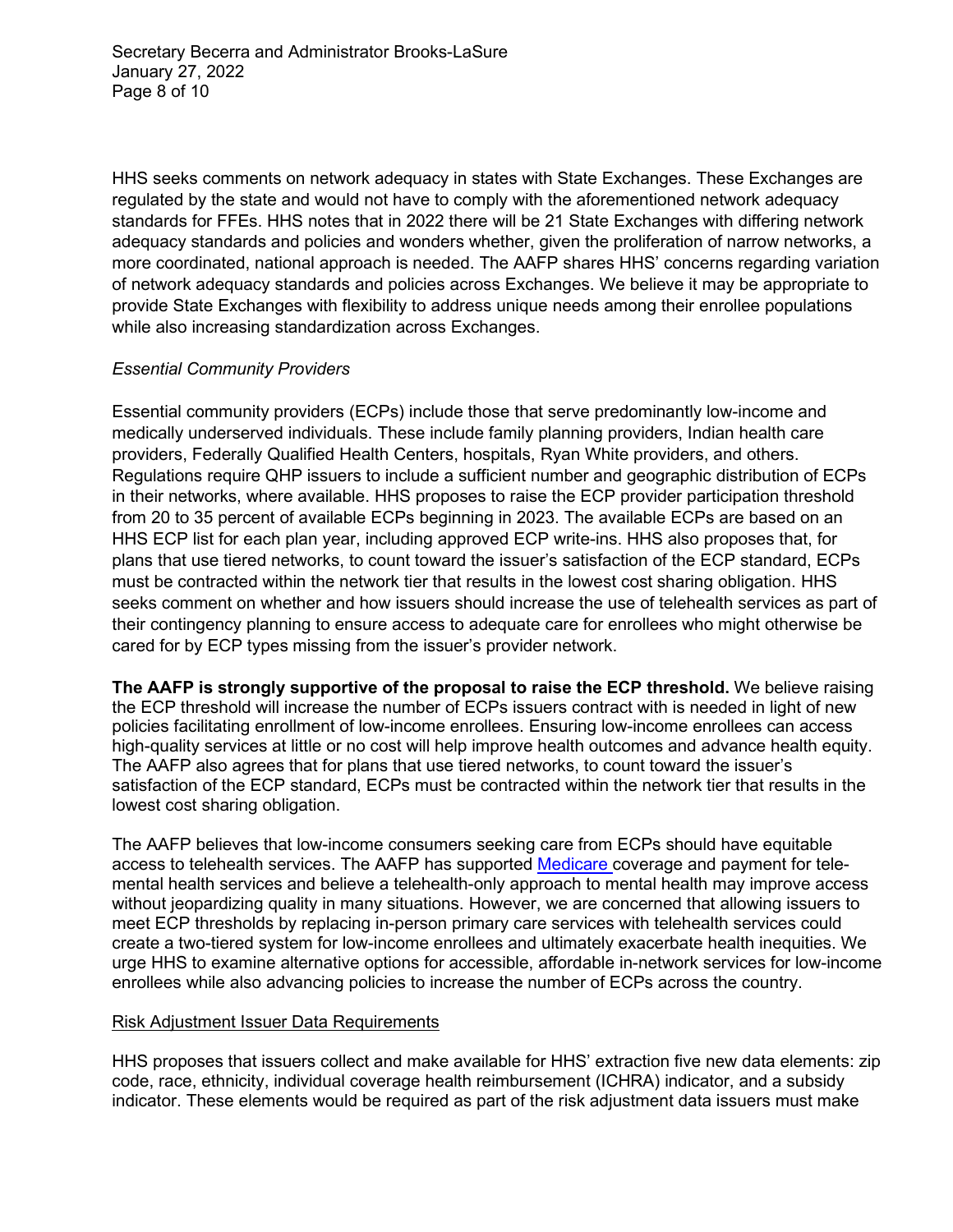HHS seeks comments on network adequacy in states with State Exchanges. These Exchanges are regulated by the state and would not have to comply with the aforementioned network adequacy standards for FFEs. HHS notes that in 2022 there will be 21 State Exchanges with differing network adequacy standards and policies and wonders whether, given the proliferation of narrow networks, a more coordinated, national approach is needed. The AAFP shares HHS' concerns regarding variation of network adequacy standards and policies across Exchanges. We believe it may be appropriate to provide State Exchanges with flexibility to address unique needs among their enrollee populations while also increasing standardization across Exchanges.

*Essential Community Providers*

Essential community providers (ECPs) include those that serve predominantly low-income and medically underserved individuals. These include family planning providers, Indian health care providers, Federally Qualified Health Centers, hospitals, Ryan White providers, and others. Regulations require QHP issuers to include a sufficient number and geographic distribution of ECPs in their networks, where available. HHS proposes to raise the ECP provider participation threshold from 20 to 35 percent of available ECPs beginning in 2023. The available ECPs are based on an HHS ECP list for each plan year, including approved ECP write-ins. HHS also proposes that, for plans that use tiered networks, to count toward the issuer's satisfaction of the ECP standard, ECPs must be contracted within the network tier that results in the lowest cost sharing obligation. HHS seeks comment on whether and how issuers should increase the use of telehealth services as part of their contingency planning to ensure access to adequate care for enrollees who might otherwise be cared for by ECP types missing from the issuer's provider network.

**The AAFP is strongly supportive of the proposal to raise the ECP threshold.** We believe raising the ECP threshold will increase the number of ECPs issuers contract with is needed in light of new policies facilitating enrollment of low-income enrollees. Ensuring low-income enrollees can access high-quality services at little or no cost will help improve health outcomes and advance health equity. The AAFP also agrees that for plans that use tiered networks, to count toward the issuer's satisfaction of the ECP standard, ECPs must be contracted within the network tier that results in the lowest cost sharing obligation.

The AAFP believes that low-income consumers seeking care from ECPs should have equitable access to telehealth services. The AAFP has supported Medicare coverage and payment for tele-mental health services and believe a telehealth-only approach to mental health may improve access without jeopardizing quality in many situations. However, we are concerned that allowing issuers to meet ECP thresholds by replacing in-person primary care services with telehealth services could create a two-tiered system for low-income enrollees and ultimately exacerbate health inequities. We urge HHS to examine alternative options for accessible, affordable in-network services for low-income enrollees while also advancing policies to increase the number of ECPs across the country.

Risk Adjustment Issuer Data Requirements

HHS proposes that issuers collect and make available for HHS' extraction five new data elements: zip code, race, ethnicity, individual coverage health reimbursement (ICHRA) indicator, and a subsidy indicator. These elements would be required as part of the risk adjustment data issuers must make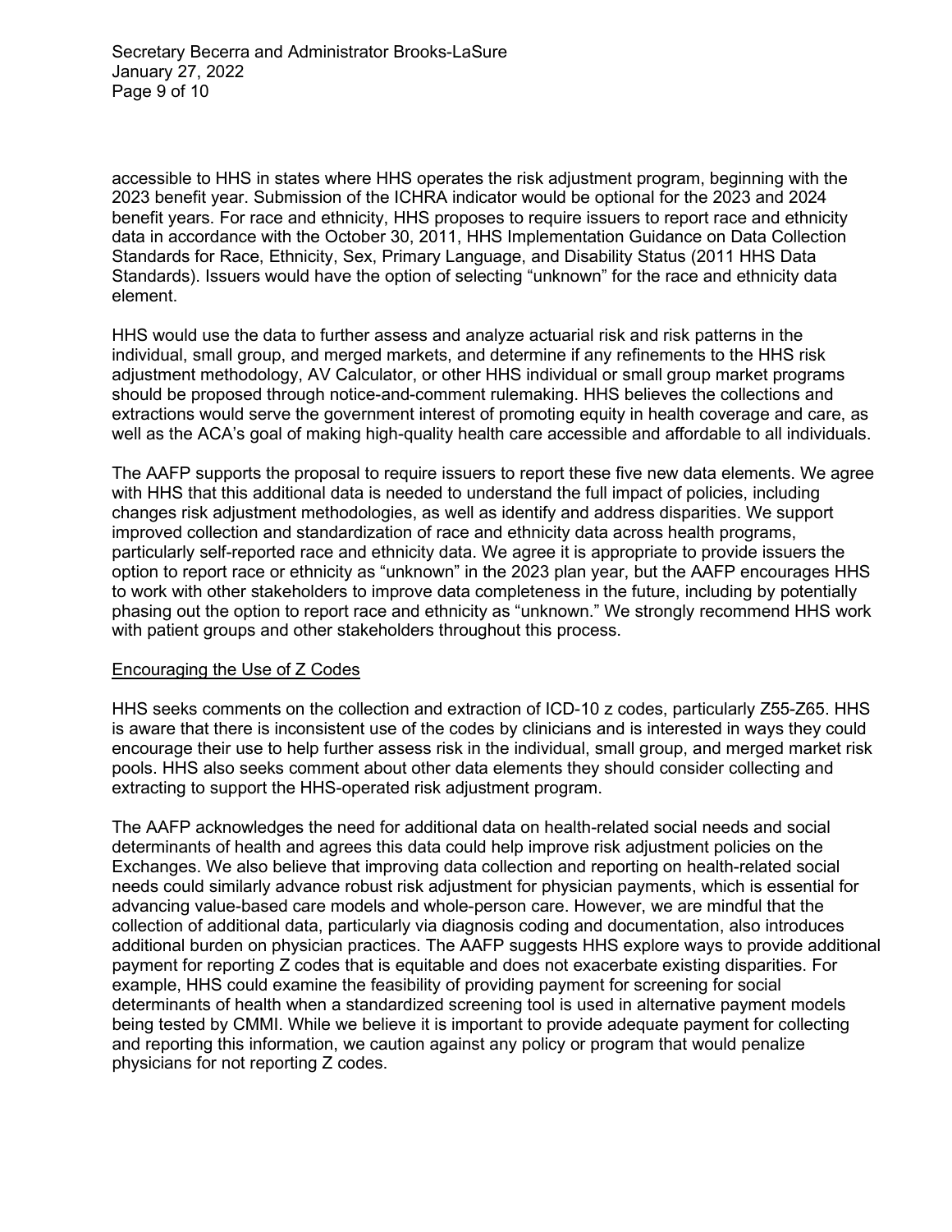accessible to HHS in states where HHS operates the risk adjustment program, beginning with the 2023 benefit year. Submission of the ICHRA indicator would be optional for the 2023 and 2024 benefit years. For race and ethnicity, HHS proposes to require issuers to report race and ethnicity data in accordance with the October 30, 2011, HHS Implementation Guidance on Data Collection Standards for Race, Ethnicity, Sex, Primary Language, and Disability Status (2011 HHS Data Standards). Issuers would have the option of selecting "unknown" for the race and ethnicity data element.

HHS would use the data to further assess and analyze actuarial risk and risk patterns in the individual, small group, and merged markets, and determine if any refinements to the HHS risk adjustment methodology, AV Calculator, or other HHS individual or small group market programs should be proposed through notice-and-comment rulemaking. HHS believes the collections and extractions would serve the government interest of promoting equity in health coverage and care, as well as the ACA's goal of making high-quality health care accessible and affordable to all individuals.

The AAFP supports the proposal to require issuers to report these five new data elements. We agree with HHS that this additional data is needed to understand the full impact of policies, including changes risk adjustment methodologies, as well as identify and address disparities. We support improved collection and standardization of race and ethnicity data across health programs, particularly self-reported race and ethnicity data. We agree it is appropriate to provide issuers the option to report race or ethnicity as "unknown" in the 2023 plan year, but the AAFP encourages HHS to work with other stakeholders to improve data completeness in the future, including by potentially phasing out the option to report race and ethnicity as "unknown." We strongly recommend HHS work with patient groups and other stakeholders throughout this process.

<u>Encouraging the Use of Z Codes</u>

HHS seeks comments on the collection and extraction of ICD-10 z codes, particularly Z55-Z65. HHS is aware that there is inconsistent use of the codes by clinicians and is interested in ways they could encourage their use to help further assess risk in the individual, small group, and merged market risk pools. HHS also seeks comment about other data elements they should consider collecting and extracting to support the HHS-operated risk adjustment program.

The AAFP acknowledges the need for additional data on health-related social needs and social determinants of health and agrees this data could help improve risk adjustment policies on the Exchanges. We also believe that improving data collection and reporting on health-related social needs could similarly advance robust risk adjustment for physician payments, which is essential for advancing value-based care models and whole-person care. However, we are mindful that the collection of additional data, particularly via diagnosis coding and documentation, also introduces additional burden on physician practices. The AAFP suggests HHS explore ways to provide additional payment for reporting Z codes that is equitable and does not exacerbate existing disparities. For example, HHS could examine the feasibility of providing payment for screening for social determinants of health when a standardized screening tool is used in alternative payment models being tested by CMMI. While we believe it is important to provide adequate payment for collecting and reporting this information, we caution against any policy or program that would penalize physicians for not reporting Z codes.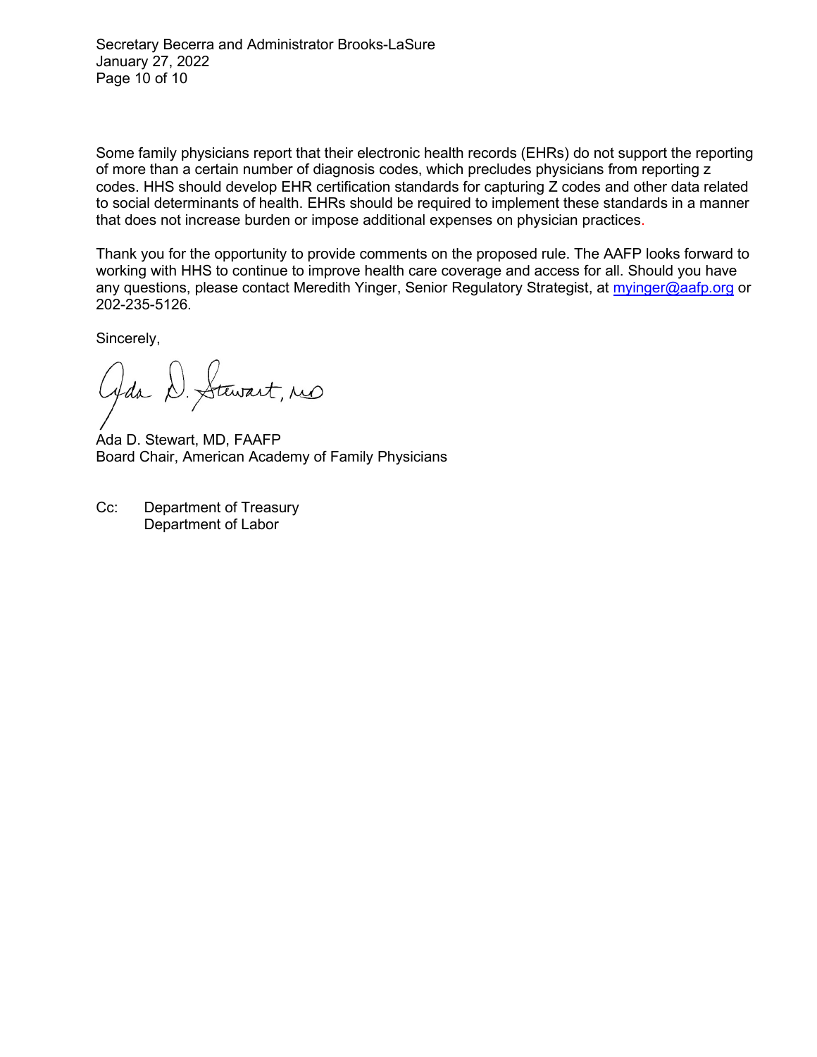Some family physicians report that their electronic health records (EHRs) do not support the reporting of more than a certain number of diagnosis codes, which precludes physicians from reporting z codes. HHS should develop EHR certification standards for capturing Z codes and other data related to social determinants of health. EHRs should be required to implement these standards in a manner that does not increase burden or impose additional expenses on physician practices.

Thank you for the opportunity to provide comments on the proposed rule. The AAFP looks forward to working with HHS to continue to improve health care coverage and access for all. Should you have any questions, please contact Meredith Yinger, Senior Regulatory Strategist, at myinger@aafp.org or 202-235-5126.

Sincerely,

Ada D. Stewart, MD

Ada D. Stewart, MD, FAAFP
Board Chair, American Academy of Family Physicians

Cc: Department of Treasury
Department of Labor